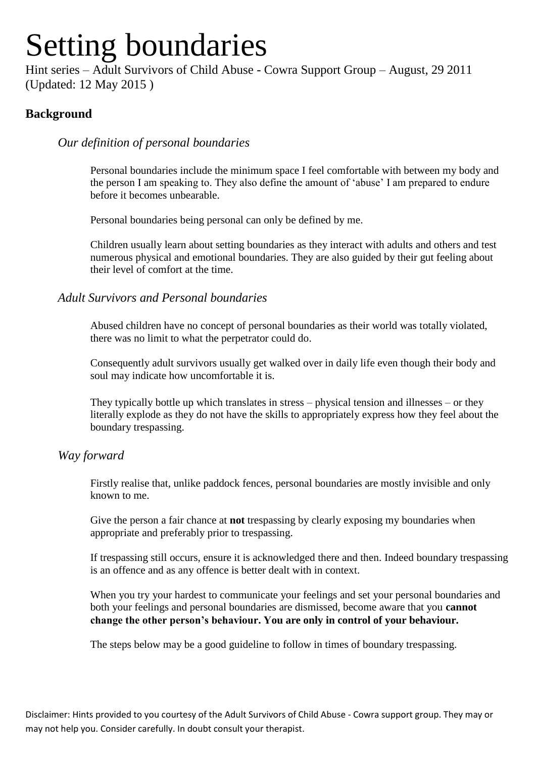# Setting boundaries

Hint series – Adult Survivors of Child Abuse - Cowra Support Group – August, 29 2011 (Updated: 12 May 2015 )

## Background

### *Our definition of personal boundaries*

Personal boundaries include the minimum space I feel comfortable with between my body and the person I am speaking to. They also define the amount of 'abuse' I am prepared to endure before it becomes unbearable.

Personal boundaries being personal can only be defined by me.

Children usually learn about setting boundaries as they interact with adults and others and test numerous physical and emotional boundaries. They are also guided by their gut feeling about their level of comfort at the time.

### *Adult Survivors and Personal boundaries*

Abused children have no concept of personal boundaries as their world was totally violated, there was no limit to what the perpetrator could do.

Consequently adult survivors usually get walked over in daily life even though their body and soul may indicate how uncomfortable it is.

They typically bottle up which translates in stress – physical tension and illnesses – or they literally explode as they do not have the skills to appropriately express how they feel about the boundary trespassing.

### *Way forward*

Firstly realise that, unlike paddock fences, personal boundaries are mostly invisible and only known to me.

Give the person a fair chance at **not** trespassing by clearly exposing my boundaries when appropriate and preferably prior to trespassing.

If trespassing still occurs, ensure it is acknowledged there and then. Indeed boundary trespassing is an offence and as any offence is better dealt with in context.

When you try your hardest to communicate your feelings and set your personal boundaries and both your feelings and personal boundaries are dismissed, become aware that you **cannot change the other person's behaviour. You are only in control of your behaviour.**

The steps below may be a good guideline to follow in times of boundary trespassing.

Disclaimer: Hints provided to you courtesy of the Adult Survivors of Child Abuse - Cowra support group. They may or may not help you. Consider carefully. In doubt consult your therapist.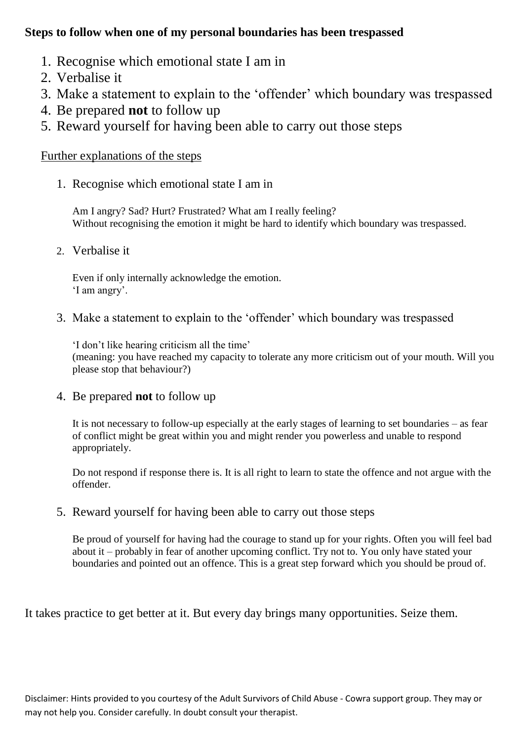**Steps to follow when one of my personal boundaries has been trespassed**

1. Recognise which emotional state I am in
2. Verbalise it
3. Make a statement to explain to the 'offender' which boundary was trespassed
4. Be prepared **not** to follow up
5. Reward yourself for having been able to carry out those steps

<u>Further explanations of the steps</u>

1. Recognise which emotional state I am in

   Am I angry? Sad? Hurt? Frustrated? What am I really feeling?
   Without recognising the emotion it might be hard to identify which boundary was trespassed.

2. Verbalise it

   Even if only internally acknowledge the emotion.
   'I am angry'.

3. Make a statement to explain to the 'offender' which boundary was trespassed

   'I don't like hearing criticism all the time'
   (meaning: you have reached my capacity to tolerate any more criticism out of your mouth. Will you please stop that behaviour?)

4. Be prepared **not** to follow up

   It is not necessary to follow-up especially at the early stages of learning to set boundaries – as fear of conflict might be great within you and might render you powerless and unable to respond appropriately.

   Do not respond if response there is. It is all right to learn to state the offence and not argue with the offender.

5. Reward yourself for having been able to carry out those steps

   Be proud of yourself for having had the courage to stand up for your rights. Often you will feel bad about it – probably in fear of another upcoming conflict. Try not to. You only have stated your boundaries and pointed out an offence. This is a great step forward which you should be proud of.

It takes practice to get better at it. But every day brings many opportunities. Seize them.

Disclaimer: Hints provided to you courtesy of the Adult Survivors of Child Abuse - Cowra support group. They may or may not help you. Consider carefully. In doubt consult your therapist.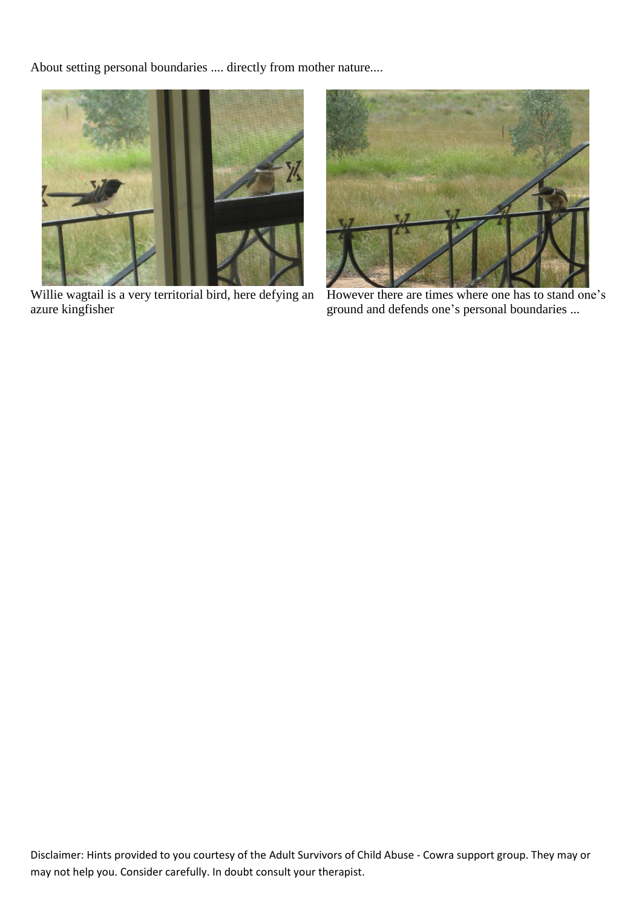About setting personal boundaries .... directly from mother nature....

Willie wagtail is a very territorial bird, here defying an azure kingfisher

However there are times where one has to stand one's ground and defends one's personal boundaries ...

Disclaimer: Hints provided to you courtesy of the Adult Survivors of Child Abuse - Cowra support group. They may or may not help you. Consider carefully. In doubt consult your therapist.